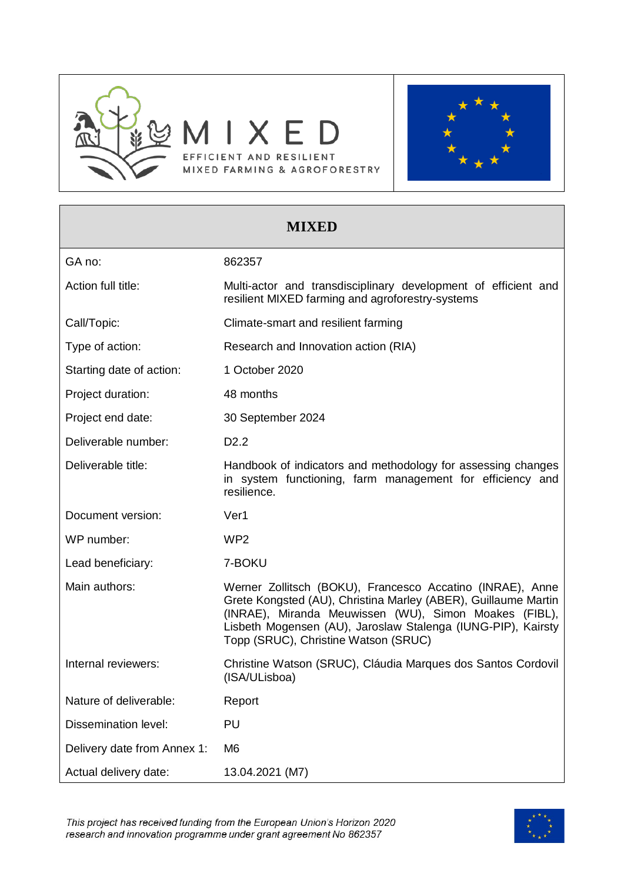MIXED

EFFICIENT AND RESILIENT
MIXED FARMING & AGROFORESTRY

| MIXED | |
|---|---|
| GA no: | 862357 |
| Action full title: | Multi-actor and transdisciplinary development of efficient and resilient MIXED farming and agroforestry-systems |
| Call/Topic: | Climate-smart and resilient farming |
| Type of action: | Research and Innovation action (RIA) |
| Starting date of action: | 1 October 2020 |
| Project duration: | 48 months |
| Project end date: | 30 September 2024 |
| Deliverable number: | D2.2 |
| Deliverable title: | Handbook of indicators and methodology for assessing changes in system functioning, farm management for efficiency and resilience. |
| Document version: | Ver1 |
| WP number: | WP2 |
| Lead beneficiary: | 7-BOKU |
| Main authors: | Werner Zollitsch (BOKU), Francesco Accatino (INRAE), Anne Grete Kongsted (AU), Christina Marley (ABER), Guillaume Martin (INRAE), Miranda Meuwissen (WU), Simon Moakes (FIBL), Lisbeth Mogensen (AU), Jaroslaw Stalenga (IUNG-PIP), Kairsty Topp (SRUC), Christine Watson (SRUC) |
| Internal reviewers: | Christine Watson (SRUC), Cláudia Marques dos Santos Cordovil (ISA/ULisboa) |
| Nature of deliverable: | Report |
| Dissemination level: | PU |
| Delivery date from Annex 1: | M6 |
| Actual delivery date: | 13.04.2021 (M7) |

*This project has received funding from the European Union's Horizon 2020 research and innovation programme under grant agreement No 862357*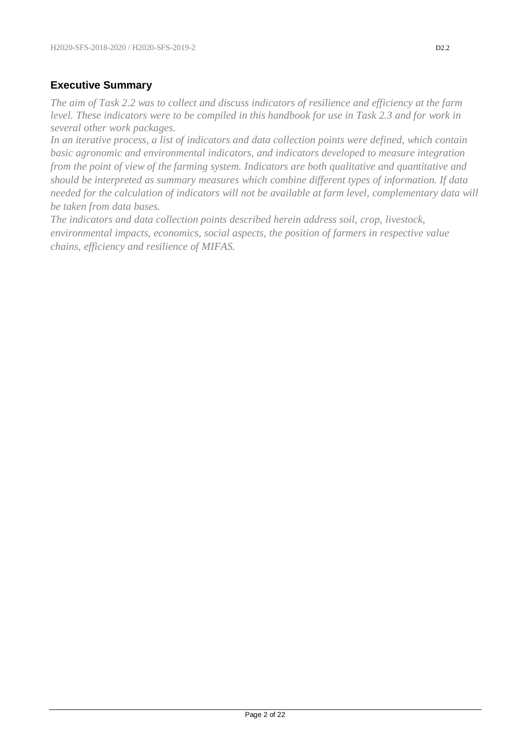## Executive Summary

*The aim of Task 2.2 was to collect and discuss indicators of resilience and efficiency at the farm level. These indicators were to be compiled in this handbook for use in Task 2.3 and for work in several other work packages.*

*In an iterative process, a list of indicators and data collection points were defined, which contain basic agronomic and environmental indicators, and indicators developed to measure integration from the point of view of the farming system. Indicators are both qualitative and quantitative and should be interpreted as summary measures which combine different types of information. If data needed for the calculation of indicators will not be available at farm level, complementary data will be taken from data bases.*

*The indicators and data collection points described herein address soil, crop, livestock, environmental impacts, economics, social aspects, the position of farmers in respective value chains, efficiency and resilience of MIFAS.*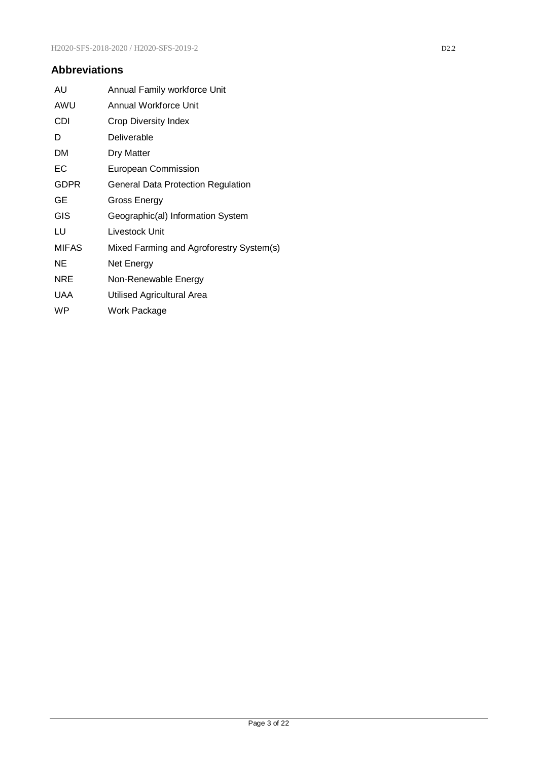## Abbreviations

| | |
|---|---|
| AU | Annual Family workforce Unit |
| AWU | Annual Workforce Unit |
| CDI | Crop Diversity Index |
| D | Deliverable |
| DM | Dry Matter |
| EC | European Commission |
| GDPR | General Data Protection Regulation |
| GE | Gross Energy |
| GIS | Geographic(al) Information System |
| LU | Livestock Unit |
| MIFAS | Mixed Farming and Agroforestry System(s) |
| NE | Net Energy |
| NRE | Non-Renewable Energy |
| UAA | Utilised Agricultural Area |
| WP | Work Package |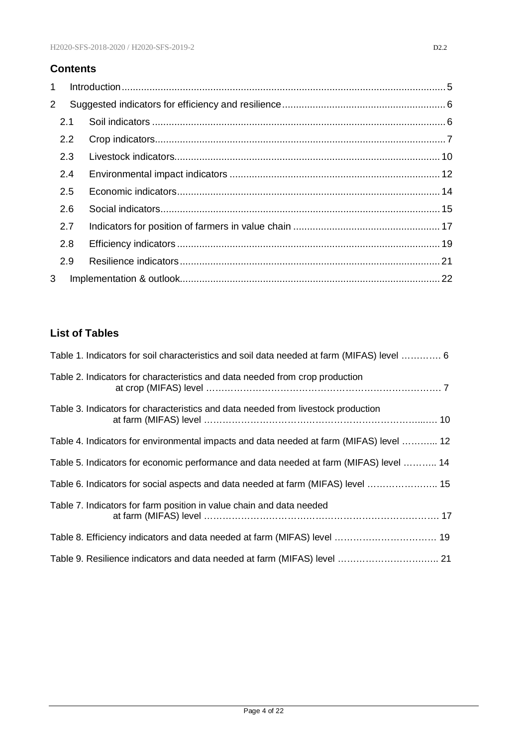## Contents

1 Introduction ..................................................... 5

2 Suggested indicators for efficiency and resilience ..................................................... 6

2.1 Soil indicators ..................................................... 6

2.2 Crop indicators ..................................................... 7

2.3 Livestock indicators ..................................................... 10

2.4 Environmental impact indicators ..................................................... 12

2.5 Economic indicators ..................................................... 14

2.6 Social indicators ..................................................... 15

2.7 Indicators for position of farmers in value chain ..................................................... 17

2.8 Efficiency indicators ..................................................... 19

2.9 Resilience indicators ..................................................... 21

3 Implementation & outlook ..................................................... 22

## List of Tables

Table 1. Indicators for soil characteristics and soil data needed at farm (MIFAS) level …………. 6

Table 2. Indicators for characteristics and data needed from crop production at crop (MIFAS) level ………………………………………………………………… 7

Table 3. Indicators for characteristics and data needed from livestock production at farm (MIFAS) level ……………………………………………………………..…. 10

Table 4. Indicators for environmental impacts and data needed at farm (MIFAS) level ………... 12

Table 5. Indicators for economic performance and data needed at farm (MIFAS) level ……….. 14

Table 6. Indicators for social aspects and data needed at farm (MIFAS) level ………………….. 15

Table 7. Indicators for farm position in value chain and data needed at farm (MIFAS) level ………………………………………………………………… 17

Table 8. Efficiency indicators and data needed at farm (MIFAS) level …………………………… 19

Table 9. Resilience indicators and data needed at farm (MIFAS) level ………………………….. 21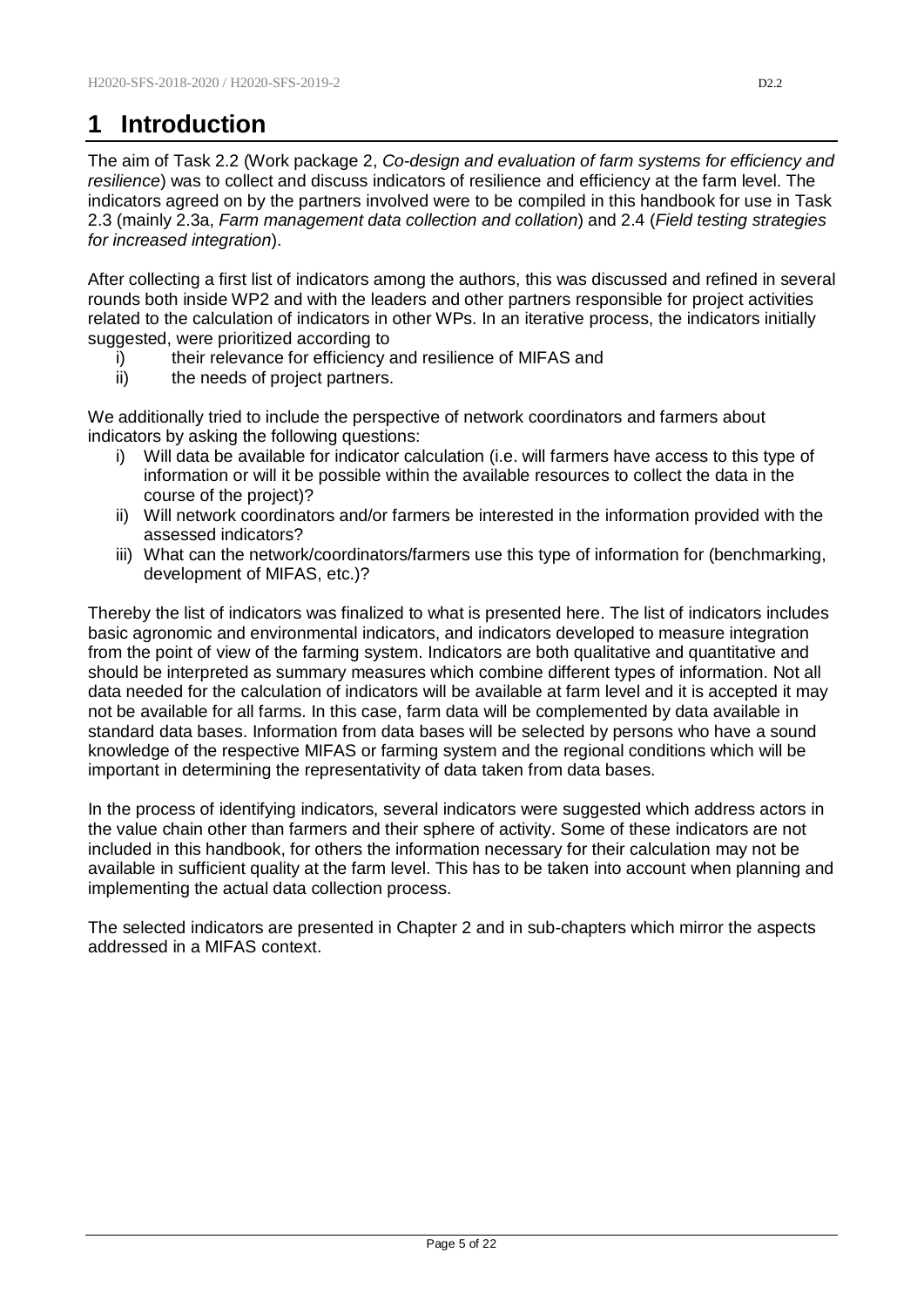# 1 Introduction

The aim of Task 2.2 (Work package 2, *Co-design and evaluation of farm systems for efficiency and resilience*) was to collect and discuss indicators of resilience and efficiency at the farm level. The indicators agreed on by the partners involved were to be compiled in this handbook for use in Task 2.3 (mainly 2.3a, *Farm management data collection and collation*) and 2.4 (*Field testing strategies for increased integration*).

After collecting a first list of indicators among the authors, this was discussed and refined in several rounds both inside WP2 and with the leaders and other partners responsible for project activities related to the calculation of indicators in other WPs. In an iterative process, the indicators initially suggested, were prioritized according to

i) their relevance for efficiency and resilience of MIFAS and
ii) the needs of project partners.

We additionally tried to include the perspective of network coordinators and farmers about indicators by asking the following questions:

i) Will data be available for indicator calculation (i.e. will farmers have access to this type of information or will it be possible within the available resources to collect the data in the course of the project)?
ii) Will network coordinators and/or farmers be interested in the information provided with the assessed indicators?
iii) What can the network/coordinators/farmers use this type of information for (benchmarking, development of MIFAS, etc.)?

Thereby the list of indicators was finalized to what is presented here. The list of indicators includes basic agronomic and environmental indicators, and indicators developed to measure integration from the point of view of the farming system. Indicators are both qualitative and quantitative and should be interpreted as summary measures which combine different types of information. Not all data needed for the calculation of indicators will be available at farm level and it is accepted it may not be available for all farms. In this case, farm data will be complemented by data available in standard data bases. Information from data bases will be selected by persons who have a sound knowledge of the respective MIFAS or farming system and the regional conditions which will be important in determining the representativity of data taken from data bases.

In the process of identifying indicators, several indicators were suggested which address actors in the value chain other than farmers and their sphere of activity. Some of these indicators are not included in this handbook, for others the information necessary for their calculation may not be available in sufficient quality at the farm level. This has to be taken into account when planning and implementing the actual data collection process.

The selected indicators are presented in Chapter 2 and in sub-chapters which mirror the aspects addressed in a MIFAS context.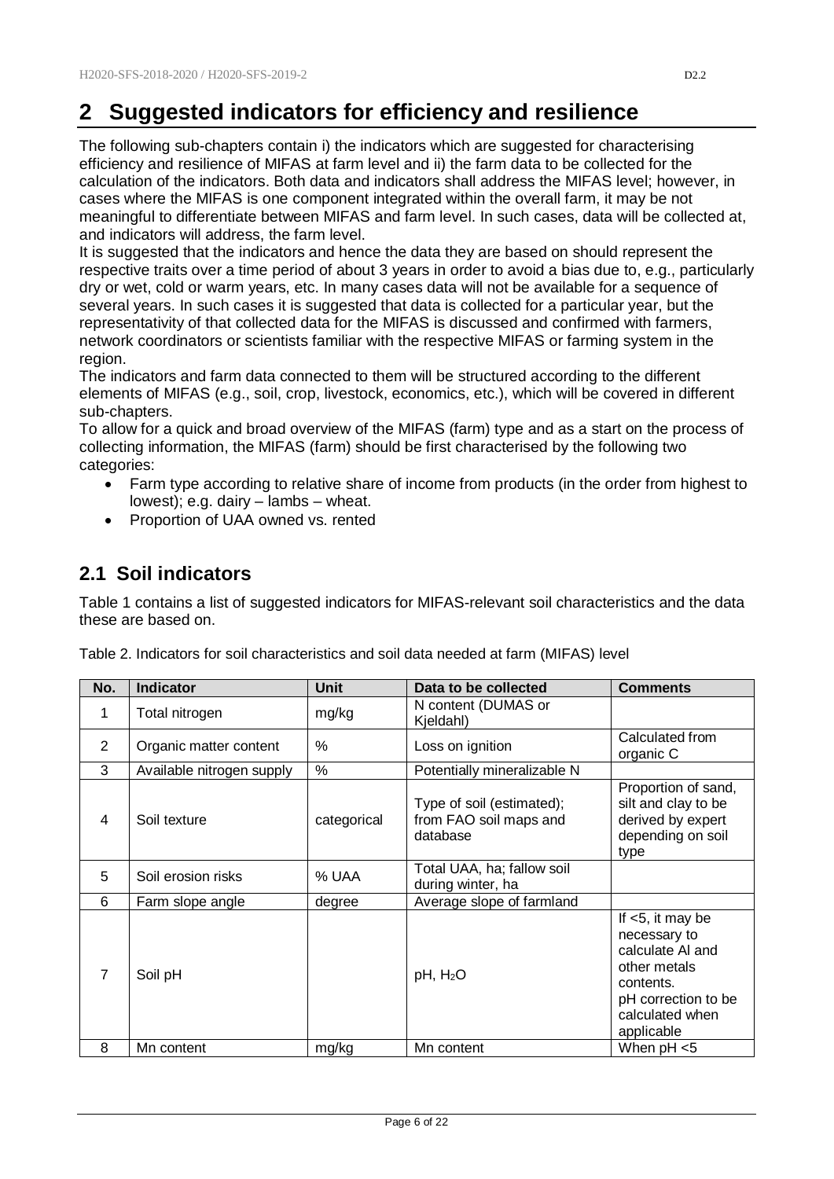# 2 Suggested indicators for efficiency and resilience

The following sub-chapters contain i) the indicators which are suggested for characterising efficiency and resilience of MIFAS at farm level and ii) the farm data to be collected for the calculation of the indicators. Both data and indicators shall address the MIFAS level; however, in cases where the MIFAS is one component integrated within the overall farm, it may be not meaningful to differentiate between MIFAS and farm level. In such cases, data will be collected at, and indicators will address, the farm level.

It is suggested that the indicators and hence the data they are based on should represent the respective traits over a time period of about 3 years in order to avoid a bias due to, e.g., particularly dry or wet, cold or warm years, etc. In many cases data will not be available for a sequence of several years. In such cases it is suggested that data is collected for a particular year, but the representativity of that collected data for the MIFAS is discussed and confirmed with farmers, network coordinators or scientists familiar with the respective MIFAS or farming system in the region.

The indicators and farm data connected to them will be structured according to the different elements of MIFAS (e.g., soil, crop, livestock, economics, etc.), which will be covered in different sub-chapters.

To allow for a quick and broad overview of the MIFAS (farm) type and as a start on the process of collecting information, the MIFAS (farm) should be first characterised by the following two categories:

- Farm type according to relative share of income from products (in the order from highest to lowest); e.g. dairy – lambs – wheat.
- Proportion of UAA owned vs. rented

## 2.1 Soil indicators

Table 1 contains a list of suggested indicators for MIFAS-relevant soil characteristics and the data these are based on.

Table 2. Indicators for soil characteristics and soil data needed at farm (MIFAS) level

| No. | Indicator | Unit | Data to be collected | Comments |
|---|---|---|---|---|
| 1 | Total nitrogen | mg/kg | N content (DUMAS or Kjeldahl) | |
| 2 | Organic matter content | % | Loss on ignition | Calculated from organic C |
| 3 | Available nitrogen supply | % | Potentially mineralizable N | |
| 4 | Soil texture | categorical | Type of soil (estimated); from FAO soil maps and database | Proportion of sand, silt and clay to be derived by expert depending on soil type |
| 5 | Soil erosion risks | % UAA | Total UAA, ha; fallow soil during winter, ha | |
| 6 | Farm slope angle | degree | Average slope of farmland | |
| 7 | Soil pH | | pH, $H_2O$ | If <5, it may be necessary to calculate Al and other metals contents. pH correction to be calculated when applicable |
| 8 | Mn content | mg/kg | Mn content | When pH <5 |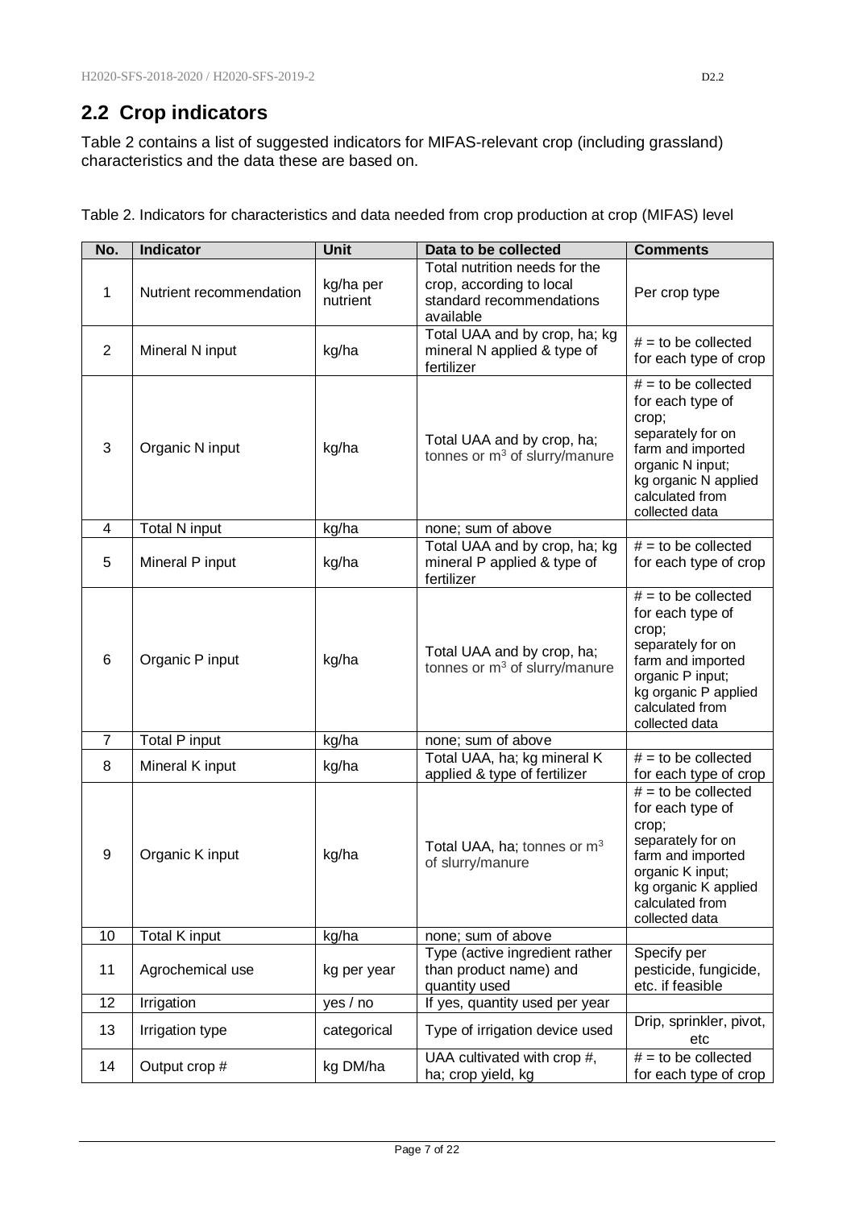## 2.2 Crop indicators

Table 2 contains a list of suggested indicators for MIFAS-relevant crop (including grassland) characteristics and the data these are based on.

Table 2. Indicators for characteristics and data needed from crop production at crop (MIFAS) level

| No. | Indicator | Unit | Data to be collected | Comments |
|---|---|---|---|---|
| 1 | Nutrient recommendation | kg/ha per nutrient | Total nutrition needs for the crop, according to local standard recommendations available | Per crop type |
| 2 | Mineral N input | kg/ha | Total UAA and by crop, ha; kg mineral N applied & type of fertilizer | # = to be collected for each type of crop |
| 3 | Organic N input | kg/ha | Total UAA and by crop, ha; tonnes or $m^3$ of slurry/manure | # = to be collected for each type of crop; separately for on farm and imported organic N input; kg organic N applied calculated from collected data |
| 4 | Total N input | kg/ha | none; sum of above | |
| 5 | Mineral P input | kg/ha | Total UAA and by crop, ha; kg mineral P applied & type of fertilizer | # = to be collected for each type of crop |
| 6 | Organic P input | kg/ha | Total UAA and by crop, ha; tonnes or $m^3$ of slurry/manure | # = to be collected for each type of crop; separately for on farm and imported organic P input; kg organic P applied calculated from collected data |
| 7 | Total P input | kg/ha | none; sum of above | |
| 8 | Mineral K input | kg/ha | Total UAA, ha; kg mineral K applied & type of fertilizer | # = to be collected for each type of crop |
| 9 | Organic K input | kg/ha | Total UAA, ha; tonnes or $m^3$ of slurry/manure | # = to be collected for each type of crop; separately for on farm and imported organic K input; kg organic K applied calculated from collected data |
| 10 | Total K input | kg/ha | none; sum of above | |
| 11 | Agrochemical use | kg per year | Type (active ingredient rather than product name) and quantity used | Specify per pesticide, fungicide, etc. if feasible |
| 12 | Irrigation | yes / no | If yes, quantity used per year | |
| 13 | Irrigation type | categorical | Type of irrigation device used | Drip, sprinkler, pivot, etc |
| 14 | Output crop # | kg DM/ha | UAA cultivated with crop #, ha; crop yield, kg | # = to be collected for each type of crop |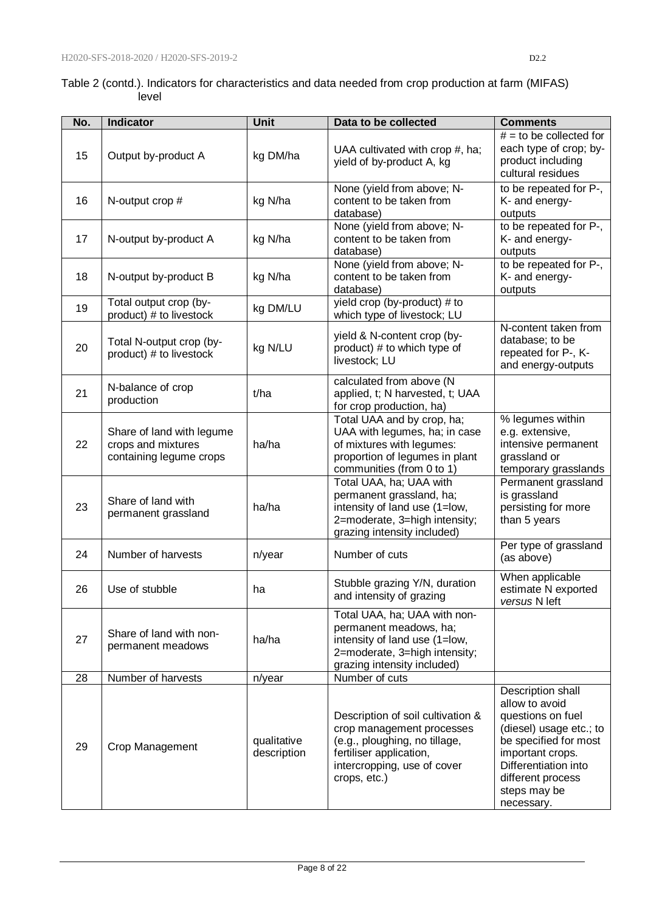Table 2 (contd.). Indicators for characteristics and data needed from crop production at farm (MIFAS) level

| No. | Indicator | Unit | Data to be collected | Comments |
|---|---|---|---|---|
| 15 | Output by-product A | kg DM/ha | UAA cultivated with crop #, ha; yield of by-product A, kg | # = to be collected for each type of crop; by-product including cultural residues |
| 16 | N-output crop # | kg N/ha | None (yield from above; N-content to be taken from database) | to be repeated for P-, K- and energy-outputs |
| 17 | N-output by-product A | kg N/ha | None (yield from above; N-content to be taken from database) | to be repeated for P-, K- and energy-outputs |
| 18 | N-output by-product B | kg N/ha | None (yield from above; N-content to be taken from database) | to be repeated for P-, K- and energy-outputs |
| 19 | Total output crop (by-product) # to livestock | kg DM/LU | yield crop (by-product) # to which type of livestock; LU | |
| 20 | Total N-output crop (by-product) # to livestock | kg N/LU | yield & N-content crop (by-product) # to which type of livestock; LU | N-content taken from database; to be repeated for P-, K- and energy-outputs |
| 21 | N-balance of crop production | t/ha | calculated from above (N applied, t; N harvested, t; UAA for crop production, ha) | |
| 22 | Share of land with legume crops and mixtures containing legume crops | ha/ha | Total UAA and by crop, ha; UAA with legumes, ha; in case of mixtures with legumes: proportion of legumes in plant communities (from 0 to 1) | % legumes within e.g. extensive, intensive permanent grassland or temporary grasslands |
| 23 | Share of land with permanent grassland | ha/ha | Total UAA, ha; UAA with permanent grassland, ha; intensity of land use (1=low, 2=moderate, 3=high intensity; grazing intensity included) | Permanent grassland is grassland persisting for more than 5 years |
| 24 | Number of harvests | n/year | Number of cuts | Per type of grassland (as above) |
| 26 | Use of stubble | ha | Stubble grazing Y/N, duration and intensity of grazing | When applicable estimate N exported *versus* N left |
| 27 | Share of land with non-permanent meadows | ha/ha | Total UAA, ha; UAA with non-permanent meadows, ha; intensity of land use (1=low, 2=moderate, 3=high intensity; grazing intensity included) | |
| 28 | Number of harvests | n/year | Number of cuts | |
| 29 | Crop Management | qualitative description | Description of soil cultivation & crop management processes (e.g., ploughing, no tillage, fertiliser application, intercropping, use of cover crops, etc.) | Description shall allow to avoid questions on fuel (diesel) usage etc.; to be specified for most important crops. Differentiation into different process steps may be necessary. |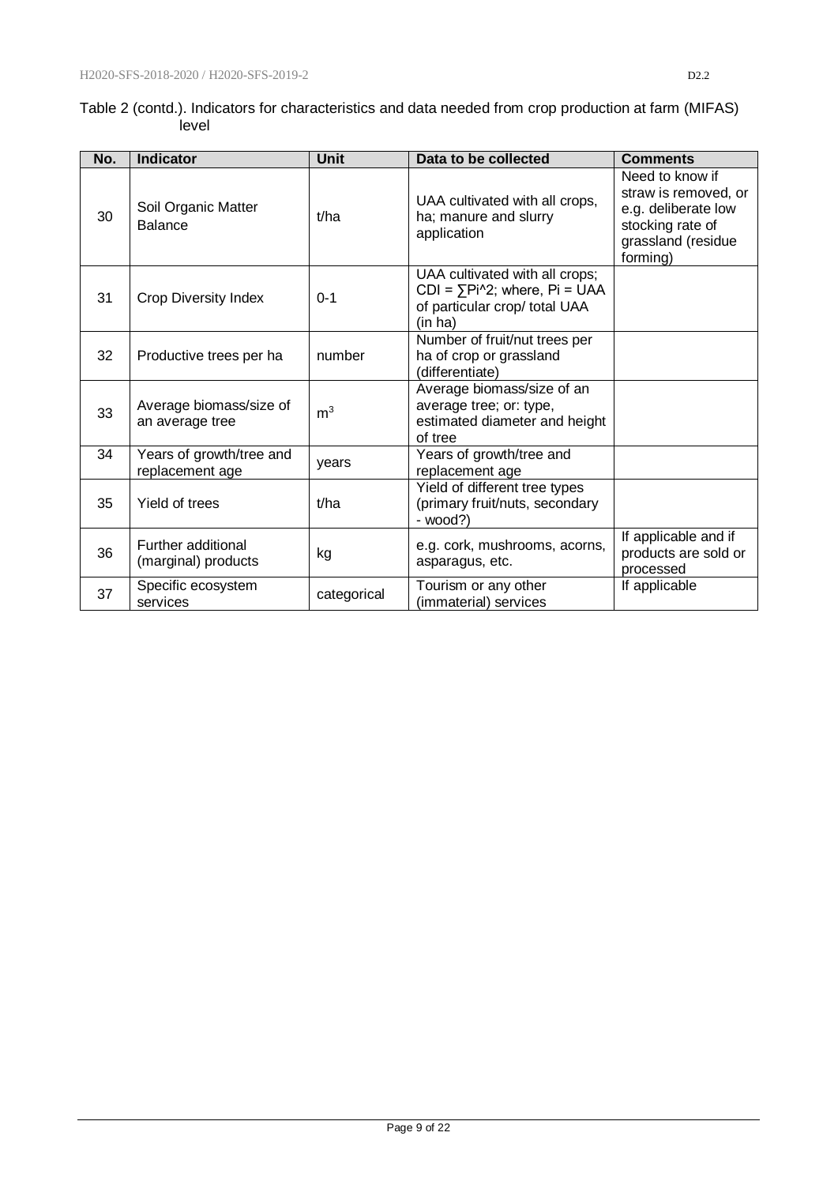Table 2 (contd.). Indicators for characteristics and data needed from crop production at farm (MIFAS) level

| No. | Indicator | Unit | Data to be collected | Comments |
|---|---|---|---|---|
| 30 | Soil Organic Matter Balance | t/ha | UAA cultivated with all crops, ha; manure and slurry application | Need to know if straw is removed, or e.g. deliberate low stocking rate of grassland (residue forming) |
| 31 | Crop Diversity Index | 0-1 | UAA cultivated with all crops; CDI = ∑Pi^2; where, Pi = UAA of particular crop/ total UAA (in ha) | |
| 32 | Productive trees per ha | number | Number of fruit/nut trees per ha of crop or grassland (differentiate) | |
| 33 | Average biomass/size of an average tree | $m^3$ | Average biomass/size of an average tree; or: type, estimated diameter and height of tree | |
| 34 | Years of growth/tree and replacement age | years | Years of growth/tree and replacement age | |
| 35 | Yield of trees | t/ha | Yield of different tree types (primary fruit/nuts, secondary - wood?) | |
| 36 | Further additional (marginal) products | kg | e.g. cork, mushrooms, acorns, asparagus, etc. | If applicable and if products are sold or processed |
| 37 | Specific ecosystem services | categorical | Tourism or any other (immaterial) services | If applicable |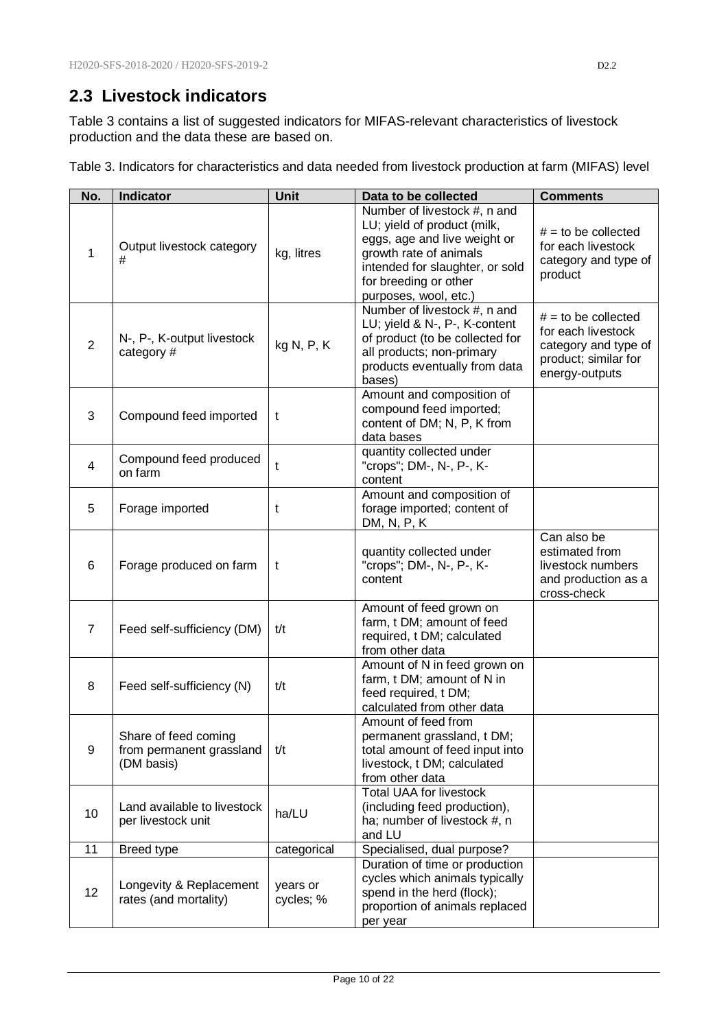## 2.3 Livestock indicators

Table 3 contains a list of suggested indicators for MIFAS-relevant characteristics of livestock production and the data these are based on.

Table 3. Indicators for characteristics and data needed from livestock production at farm (MIFAS) level

| No. | Indicator | Unit | Data to be collected | Comments |
|---|---|---|---|---|
| 1 | Output livestock category # | kg, litres | Number of livestock #, n and LU; yield of product (milk, eggs, age and live weight or growth rate of animals intended for slaughter, or sold for breeding or other purposes, wool, etc.) | # = to be collected for each livestock category and type of product |
| 2 | N-, P-, K-output livestock category # | kg N, P, K | Number of livestock #, n and LU; yield & N-, P-, K-content of product (to be collected for all products; non-primary products eventually from data bases) | # = to be collected for each livestock category and type of product; similar for energy-outputs |
| 3 | Compound feed imported | t | Amount and composition of compound feed imported; content of DM; N, P, K from data bases | |
| 4 | Compound feed produced on farm | t | quantity collected under "crops"; DM-, N-, P-, K-content | |
| 5 | Forage imported | t | Amount and composition of forage imported; content of DM, N, P, K | |
| 6 | Forage produced on farm | t | quantity collected under "crops"; DM-, N-, P-, K-content | Can also be estimated from livestock numbers and production as a cross-check |
| 7 | Feed self-sufficiency (DM) | t/t | Amount of feed grown on farm, t DM; amount of feed required, t DM; calculated from other data | |
| 8 | Feed self-sufficiency (N) | t/t | Amount of N in feed grown on farm, t DM; amount of N in feed required, t DM; calculated from other data | |
| 9 | Share of feed coming from permanent grassland (DM basis) | t/t | Amount of feed from permanent grassland, t DM; total amount of feed input into livestock, t DM; calculated from other data | |
| 10 | Land available to livestock per livestock unit | ha/LU | Total UAA for livestock (including feed production), ha; number of livestock #, n and LU | |
| 11 | Breed type | categorical | Specialised, dual purpose? | |
| 12 | Longevity & Replacement rates (and mortality) | years or cycles; % | Duration of time or production cycles which animals typically spend in the herd (flock); proportion of animals replaced per year | |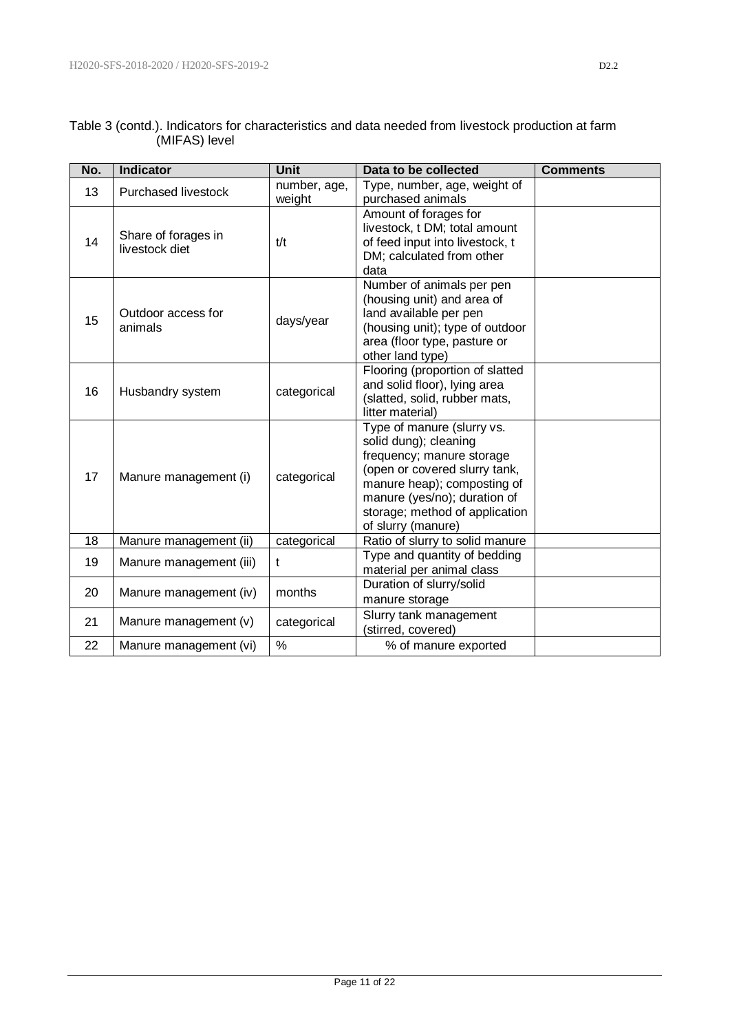Table 3 (contd.). Indicators for characteristics and data needed from livestock production at farm (MIFAS) level

| No. | Indicator | Unit | Data to be collected | Comments |
| --- | --- | --- | --- | --- |
| 13 | Purchased livestock | number, age, weight | Type, number, age, weight of purchased animals | |
| 14 | Share of forages in livestock diet | t/t | Amount of forages for livestock, t DM; total amount of feed input into livestock, t DM; calculated from other data | |
| 15 | Outdoor access for animals | days/year | Number of animals per pen (housing unit) and area of land available per pen (housing unit); type of outdoor area (floor type, pasture or other land type) | |
| 16 | Husbandry system | categorical | Flooring (proportion of slatted and solid floor), lying area (slatted, solid, rubber mats, litter material) | |
| 17 | Manure management (i) | categorical | Type of manure (slurry vs. solid dung); cleaning frequency; manure storage (open or covered slurry tank, manure heap); composting of manure (yes/no); duration of storage; method of application of slurry (manure) | |
| 18 | Manure management (ii) | categorical | Ratio of slurry to solid manure | |
| 19 | Manure management (iii) | t | Type and quantity of bedding material per animal class | |
| 20 | Manure management (iv) | months | Duration of slurry/solid manure storage | |
| 21 | Manure management (v) | categorical | Slurry tank management (stirred, covered) | |
| 22 | Manure management (vi) | % | % of manure exported | |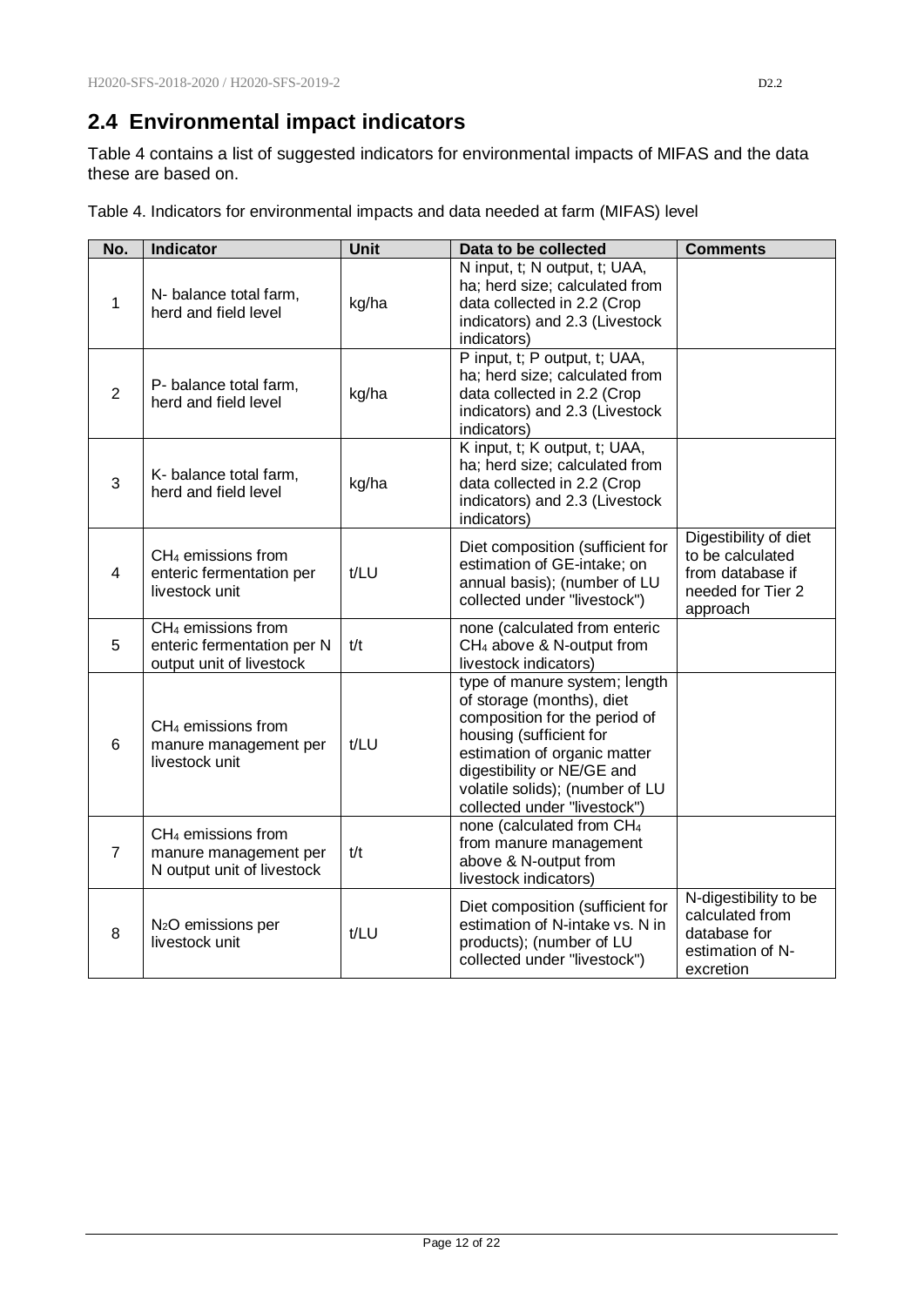## 2.4 Environmental impact indicators

Table 4 contains a list of suggested indicators for environmental impacts of MIFAS and the data these are based on.

Table 4. Indicators for environmental impacts and data needed at farm (MIFAS) level

| No. | Indicator | Unit | Data to be collected | Comments |
|---|---|---|---|---|
| 1 | N- balance total farm, herd and field level | kg/ha | N input, t; N output, t; UAA, ha; herd size; calculated from data collected in 2.2 (Crop indicators) and 2.3 (Livestock indicators) | |
| 2 | P- balance total farm, herd and field level | kg/ha | P input, t; P output, t; UAA, ha; herd size; calculated from data collected in 2.2 (Crop indicators) and 2.3 (Livestock indicators) | |
| 3 | K- balance total farm, herd and field level | kg/ha | K input, t; K output, t; UAA, ha; herd size; calculated from data collected in 2.2 (Crop indicators) and 2.3 (Livestock indicators) | |
| 4 | $CH_4$ emissions from enteric fermentation per livestock unit | t/LU | Diet composition (sufficient for estimation of GE-intake; on annual basis); (number of LU collected under "livestock") | Digestibility of diet to be calculated from database if needed for Tier 2 approach |
| 5 | $CH_4$ emissions from enteric fermentation per N output unit of livestock | t/t | none (calculated from enteric $CH_4$ above & N-output from livestock indicators) | |
| 6 | $CH_4$ emissions from manure management per livestock unit | t/LU | type of manure system; length of storage (months), diet composition for the period of housing (sufficient for estimation of organic matter digestibility or NE/GE and volatile solids); (number of LU collected under "livestock") | |
| 7 | $CH_4$ emissions from manure management per N output unit of livestock | t/t | none (calculated from $CH_4$ from manure management above & N-output from livestock indicators) | |
| 8 | $N_2O$ emissions per livestock unit | t/LU | Diet composition (sufficient for estimation of N-intake vs. N in products); (number of LU collected under "livestock") | N-digestibility to be calculated from database for estimation of N-excretion |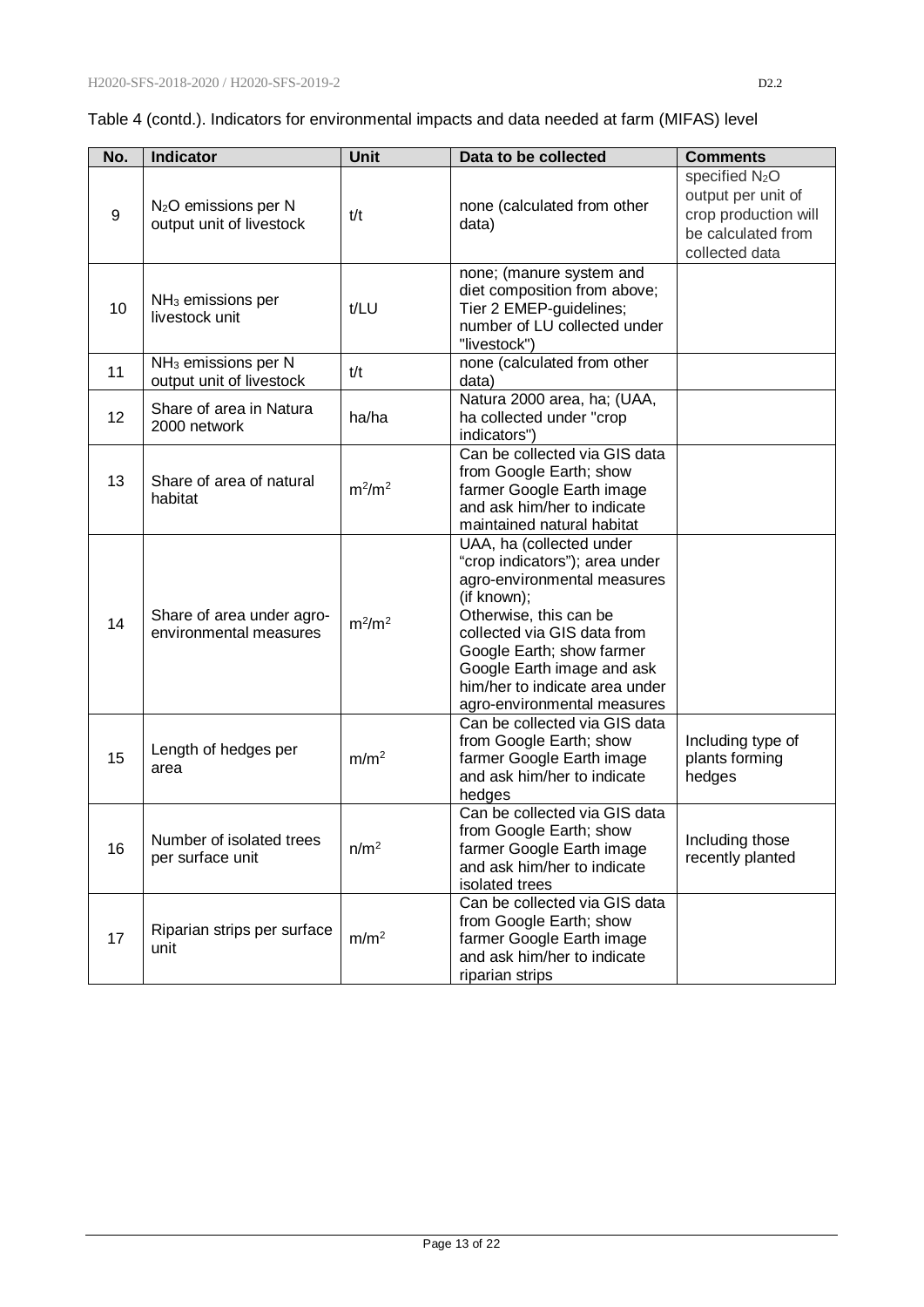Table 4 (contd.). Indicators for environmental impacts and data needed at farm (MIFAS) level

| No. | Indicator | Unit | Data to be collected | Comments |
|---|---|---|---|---|
| 9 | $N_2O$ emissions per N output unit of livestock | t/t | none (calculated from other data) | specified $N_2O$ output per unit of crop production will be calculated from collected data |
| 10 | $NH_3$ emissions per livestock unit | t/LU | none; (manure system and diet composition from above; Tier 2 EMEP-guidelines; number of LU collected under "livestock") | |
| 11 | $NH_3$ emissions per N output unit of livestock | t/t | none (calculated from other data) | |
| 12 | Share of area in Natura 2000 network | ha/ha | Natura 2000 area, ha; (UAA, ha collected under "crop indicators") | |
| 13 | Share of area of natural habitat | $m^2/m^2$ | Can be collected via GIS data from Google Earth; show farmer Google Earth image and ask him/her to indicate maintained natural habitat | |
| 14 | Share of area under agro-environmental measures | $m^2/m^2$ | UAA, ha (collected under "crop indicators"); area under agro-environmental measures (if known); Otherwise, this can be collected via GIS data from Google Earth; show farmer Google Earth image and ask him/her to indicate area under agro-environmental measures | |
| 15 | Length of hedges per area | $m/m^2$ | Can be collected via GIS data from Google Earth; show farmer Google Earth image and ask him/her to indicate hedges | Including type of plants forming hedges |
| 16 | Number of isolated trees per surface unit | $n/m^2$ | Can be collected via GIS data from Google Earth; show farmer Google Earth image and ask him/her to indicate isolated trees | Including those recently planted |
| 17 | Riparian strips per surface unit | $m/m^2$ | Can be collected via GIS data from Google Earth; show farmer Google Earth image and ask him/her to indicate riparian strips | |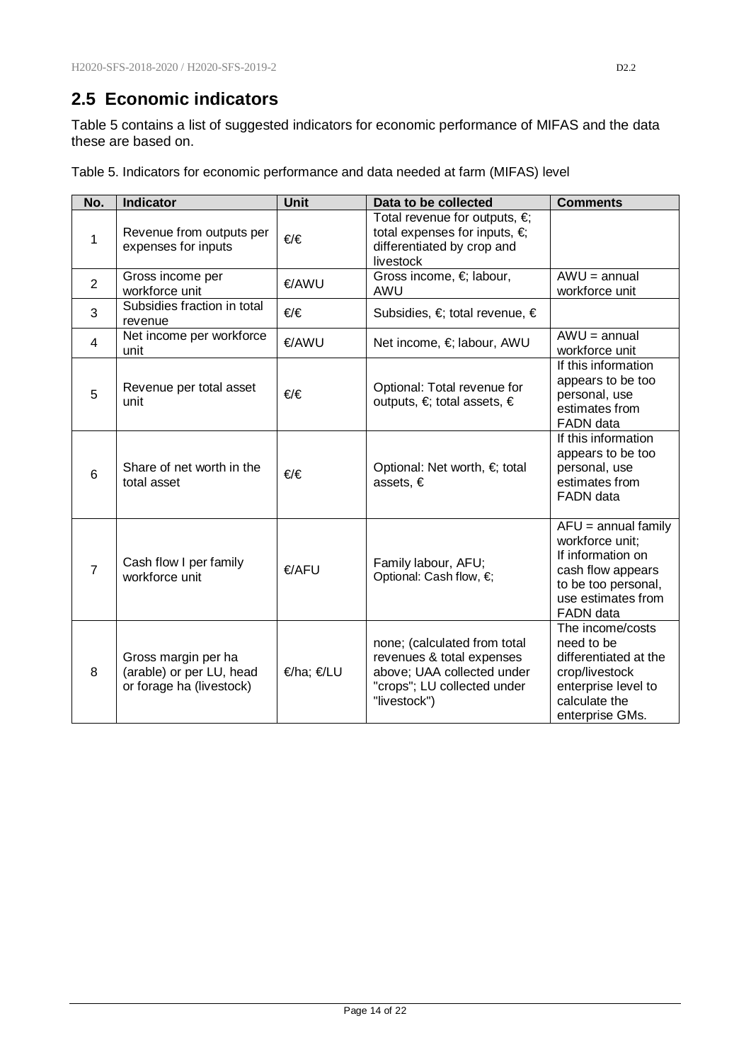## 2.5 Economic indicators

Table 5 contains a list of suggested indicators for economic performance of MIFAS and the data these are based on.

Table 5. Indicators for economic performance and data needed at farm (MIFAS) level

| No. | Indicator | Unit | Data to be collected | Comments |
|---|---|---|---|---|
| 1 | Revenue from outputs per expenses for inputs | €/€ | Total revenue for outputs, €; total expenses for inputs, €; differentiated by crop and livestock | |
| 2 | Gross income per workforce unit | €/AWU | Gross income, €; labour, AWU | AWU = annual workforce unit |
| 3 | Subsidies fraction in total revenue | €/€ | Subsidies, €; total revenue, € | |
| 4 | Net income per workforce unit | €/AWU | Net income, €; labour, AWU | AWU = annual workforce unit |
| 5 | Revenue per total asset unit | €/€ | Optional: Total revenue for outputs, €; total assets, € | If this information appears to be too personal, use estimates from FADN data |
| 6 | Share of net worth in the total asset | €/€ | Optional: Net worth, €; total assets, € | If this information appears to be too personal, use estimates from FADN data |
| 7 | Cash flow I per family workforce unit | €/AFU | Family labour, AFU; Optional: Cash flow, €; | AFU = annual family workforce unit; If information on cash flow appears to be too personal, use estimates from FADN data |
| 8 | Gross margin per ha (arable) or per LU, head or forage ha (livestock) | €/ha; €/LU | none; (calculated from total revenues & total expenses above; UAA collected under "crops"; LU collected under "livestock") | The income/costs need to be differentiated at the crop/livestock enterprise level to calculate the enterprise GMs. |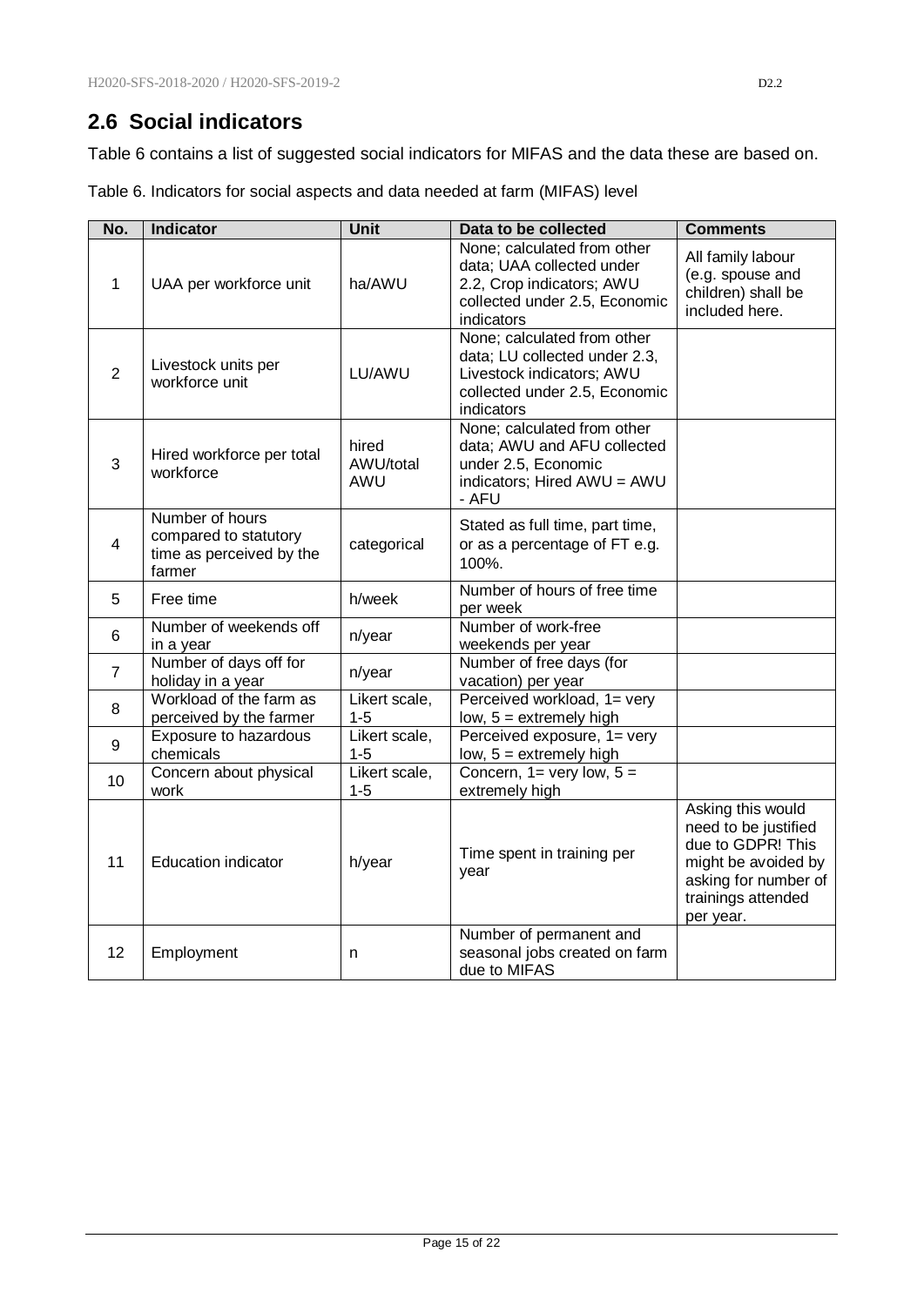## 2.6 Social indicators

Table 6 contains a list of suggested social indicators for MIFAS and the data these are based on.

Table 6. Indicators for social aspects and data needed at farm (MIFAS) level

| No. | Indicator | Unit | Data to be collected | Comments |
|---|---|---|---|---|
| 1 | UAA per workforce unit | ha/AWU | None; calculated from other data; UAA collected under 2.2, Crop indicators; AWU collected under 2.5, Economic indicators | All family labour (e.g. spouse and children) shall be included here. |
| 2 | Livestock units per workforce unit | LU/AWU | None; calculated from other data; LU collected under 2.3, Livestock indicators; AWU collected under 2.5, Economic indicators | |
| 3 | Hired workforce per total workforce | hired AWU/total AWU | None; calculated from other data; AWU and AFU collected under 2.5, Economic indicators; Hired AWU = AWU - AFU | |
| 4 | Number of hours compared to statutory time as perceived by the farmer | categorical | Stated as full time, part time, or as a percentage of FT e.g. 100%. | |
| 5 | Free time | h/week | Number of hours of free time per week | |
| 6 | Number of weekends off in a year | n/year | Number of work-free weekends per year | |
| 7 | Number of days off for holiday in a year | n/year | Number of free days (for vacation) per year | |
| 8 | Workload of the farm as perceived by the farmer | Likert scale, 1-5 | Perceived workload, 1= very low, 5 = extremely high | |
| 9 | Exposure to hazardous chemicals | Likert scale, 1-5 | Perceived exposure, 1= very low, 5 = extremely high | |
| 10 | Concern about physical work | Likert scale, 1-5 | Concern, 1= very low, 5 = extremely high | |
| 11 | Education indicator | h/year | Time spent in training per year | Asking this would need to be justified due to GDPR! This might be avoided by asking for number of trainings attended per year. |
| 12 | Employment | n | Number of permanent and seasonal jobs created on farm due to MIFAS | |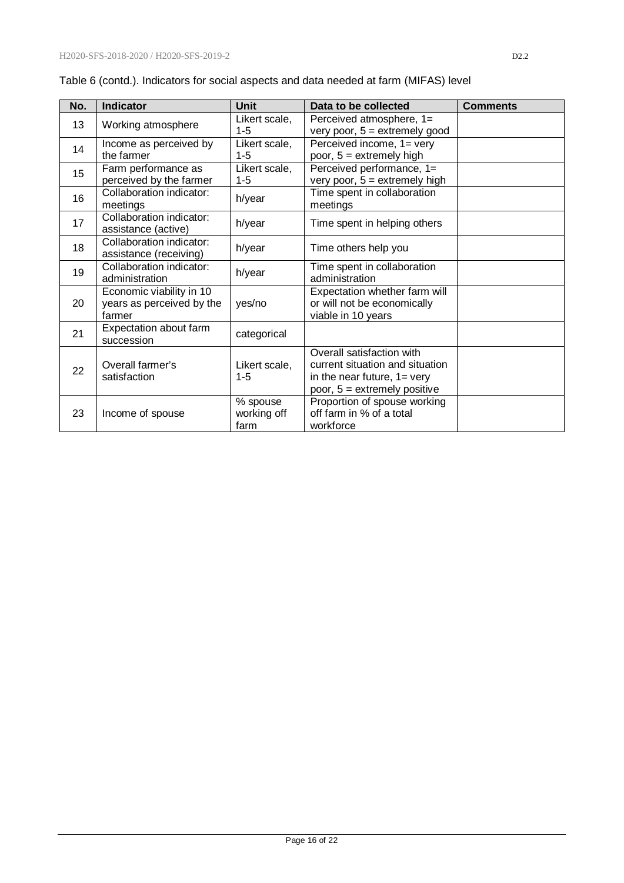Table 6 (contd.). Indicators for social aspects and data needed at farm (MIFAS) level

| No. | Indicator | Unit | Data to be collected | Comments |
|---|---|---|---|---|
| 13 | Working atmosphere | Likert scale, 1-5 | Perceived atmosphere, 1= very poor, 5 = extremely good | |
| 14 | Income as perceived by the farmer | Likert scale, 1-5 | Perceived income, 1= very poor, 5 = extremely high | |
| 15 | Farm performance as perceived by the farmer | Likert scale, 1-5 | Perceived performance, 1= very poor, 5 = extremely high | |
| 16 | Collaboration indicator: meetings | h/year | Time spent in collaboration meetings | |
| 17 | Collaboration indicator: assistance (active) | h/year | Time spent in helping others | |
| 18 | Collaboration indicator: assistance (receiving) | h/year | Time others help you | |
| 19 | Collaboration indicator: administration | h/year | Time spent in collaboration administration | |
| 20 | Economic viability in 10 years as perceived by the farmer | yes/no | Expectation whether farm will or will not be economically viable in 10 years | |
| 21 | Expectation about farm succession | categorical | | |
| 22 | Overall farmer's satisfaction | Likert scale, 1-5 | Overall satisfaction with current situation and situation in the near future, 1= very poor, 5 = extremely positive | |
| 23 | Income of spouse | % spouse working off farm | Proportion of spouse working off farm in % of a total workforce | |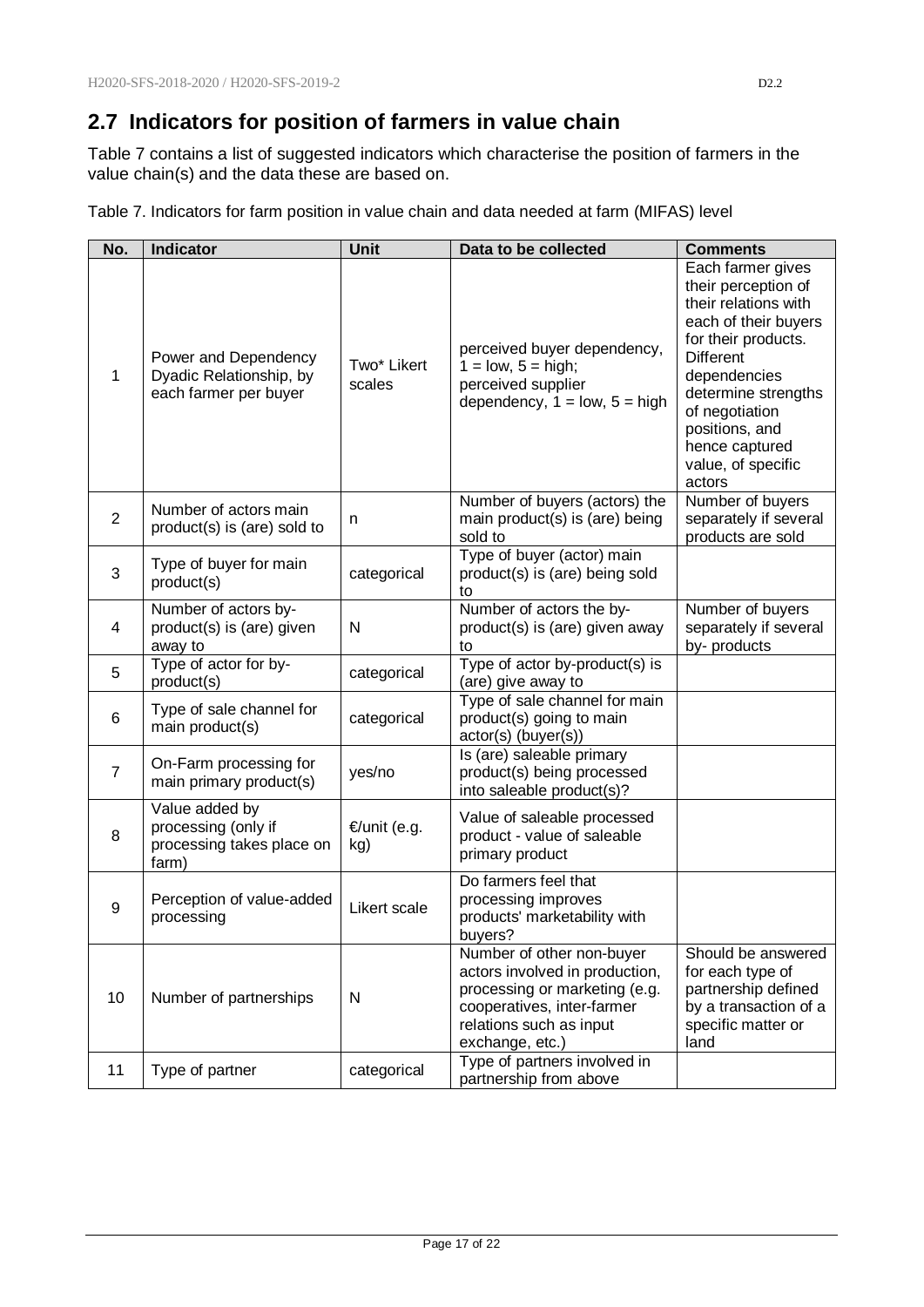## 2.7 Indicators for position of farmers in value chain

Table 7 contains a list of suggested indicators which characterise the position of farmers in the value chain(s) and the data these are based on.

Table 7. Indicators for farm position in value chain and data needed at farm (MIFAS) level

| No. | Indicator | Unit | Data to be collected | Comments |
|---|---|---|---|---|
| 1 | Power and Dependency Dyadic Relationship, by each farmer per buyer | Two* Likert scales | perceived buyer dependency, 1 = low, 5 = high; perceived supplier dependency, 1 = low, 5 = high | Each farmer gives their perception of their relations with each of their buyers for their products. Different dependencies determine strengths of negotiation positions, and hence captured value, of specific actors |
| 2 | Number of actors main product(s) is (are) sold to | n | Number of buyers (actors) the main product(s) is (are) being sold to | Number of buyers separately if several products are sold |
| 3 | Type of buyer for main product(s) | categorical | Type of buyer (actor) main product(s) is (are) being sold to | |
| 4 | Number of actors by-product(s) is (are) given away to | N | Number of actors the by-product(s) is (are) given away to | Number of buyers separately if several by- products |
| 5 | Type of actor for by-product(s) | categorical | Type of actor by-product(s) is (are) give away to | |
| 6 | Type of sale channel for main product(s) | categorical | Type of sale channel for main product(s) going to main actor(s) (buyer(s)) | |
| 7 | On-Farm processing for main primary product(s) | yes/no | Is (are) saleable primary product(s) being processed into saleable product(s)? | |
| 8 | Value added by processing (only if processing takes place on farm) | €/unit (e.g. kg) | Value of saleable processed product - value of saleable primary product | |
| 9 | Perception of value-added processing | Likert scale | Do farmers feel that processing improves products' marketability with buyers? | |
| 10 | Number of partnerships | N | Number of other non-buyer actors involved in production, processing or marketing (e.g. cooperatives, inter-farmer relations such as input exchange, etc.) | Should be answered for each type of partnership defined by a transaction of a specific matter or land |
| 11 | Type of partner | categorical | Type of partners involved in partnership from above | |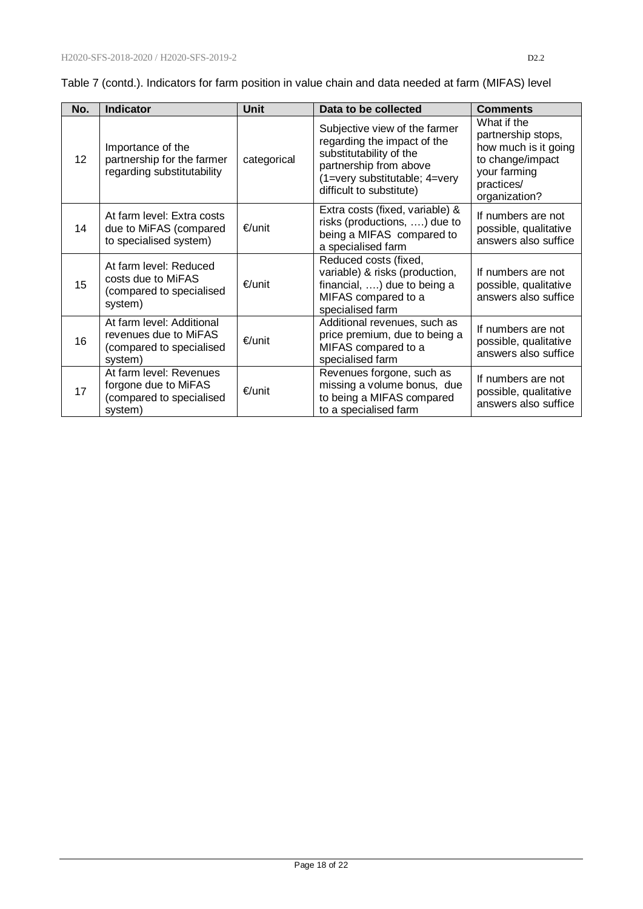Table 7 (contd.). Indicators for farm position in value chain and data needed at farm (MIFAS) level

| No. | Indicator | Unit | Data to be collected | Comments |
|---|---|---|---|---|
| 12 | Importance of the partnership for the farmer regarding substitutability | categorical | Subjective view of the farmer regarding the impact of the substitutability of the partnership from above (1=very substitutable; 4=very difficult to substitute) | What if the partnership stops, how much is it going to change/impact your farming practices/ organization? |
| 14 | At farm level: Extra costs due to MiFAS (compared to specialised system) | €/unit | Extra costs (fixed, variable) & risks (productions, ….) due to being a MIFAS compared to a specialised farm | If numbers are not possible, qualitative answers also suffice |
| 15 | At farm level: Reduced costs due to MiFAS (compared to specialised system) | €/unit | Reduced costs (fixed, variable) & risks (production, financial, ….) due to being a MIFAS compared to a specialised farm | If numbers are not possible, qualitative answers also suffice |
| 16 | At farm level: Additional revenues due to MiFAS (compared to specialised system) | €/unit | Additional revenues, such as price premium, due to being a MIFAS compared to a specialised farm | If numbers are not possible, qualitative answers also suffice |
| 17 | At farm level: Revenues forgone due to MiFAS (compared to specialised system) | €/unit | Revenues forgone, such as missing a volume bonus, due to being a MIFAS compared to a specialised farm | If numbers are not possible, qualitative answers also suffice |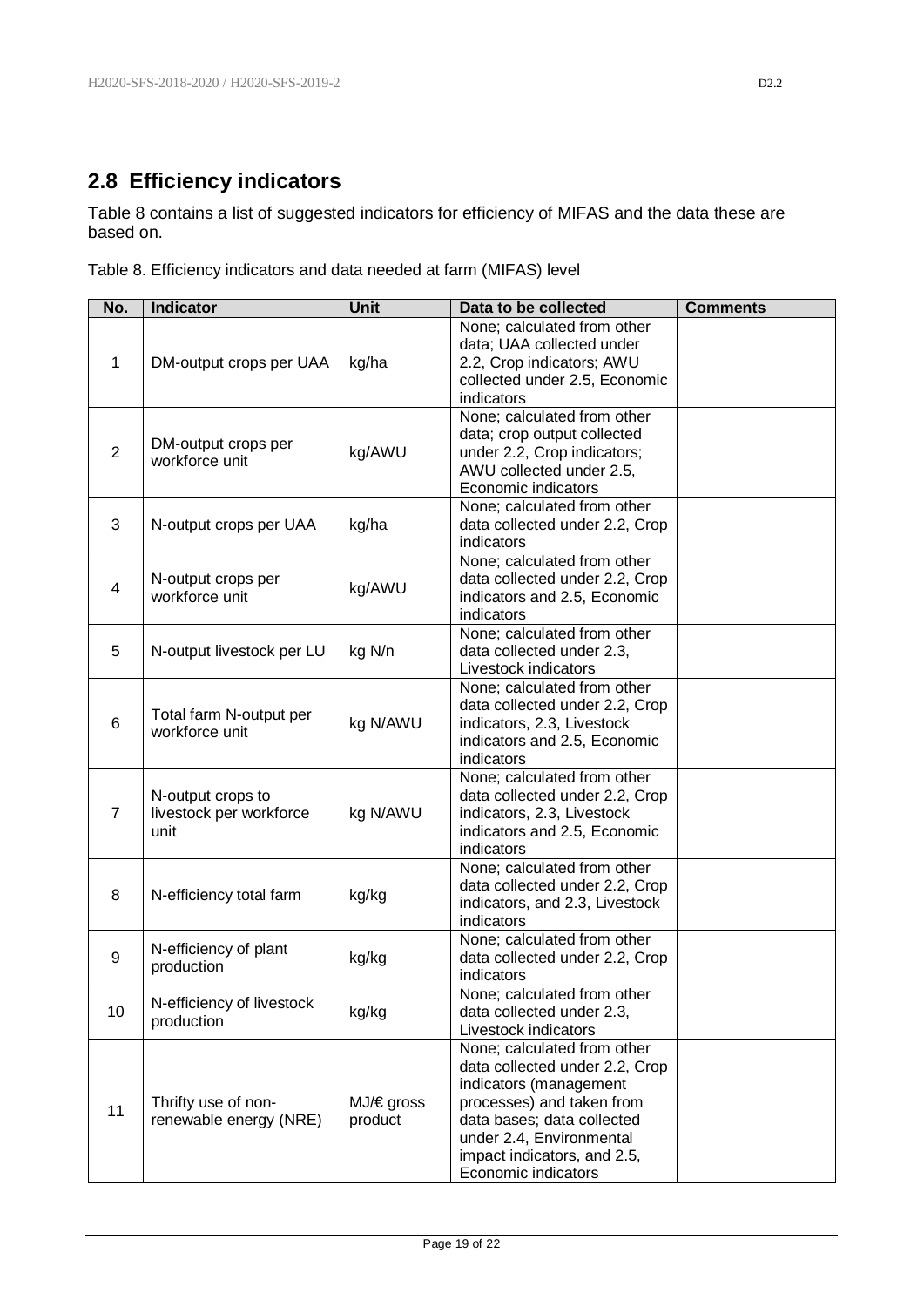## 2.8 Efficiency indicators

Table 8 contains a list of suggested indicators for efficiency of MIFAS and the data these are based on.

Table 8. Efficiency indicators and data needed at farm (MIFAS) level

| No. | Indicator | Unit | Data to be collected | Comments |
|---|---|---|---|---|
| 1 | DM-output crops per UAA | kg/ha | None; calculated from other data; UAA collected under 2.2, Crop indicators; AWU collected under 2.5, Economic indicators | |
| 2 | DM-output crops per workforce unit | kg/AWU | None; calculated from other data; crop output collected under 2.2, Crop indicators; AWU collected under 2.5, Economic indicators | |
| 3 | N-output crops per UAA | kg/ha | None; calculated from other data collected under 2.2, Crop indicators | |
| 4 | N-output crops per workforce unit | kg/AWU | None; calculated from other data collected under 2.2, Crop indicators and 2.5, Economic indicators | |
| 5 | N-output livestock per LU | kg N/n | None; calculated from other data collected under 2.3, Livestock indicators | |
| 6 | Total farm N-output per workforce unit | kg N/AWU | None; calculated from other data collected under 2.2, Crop indicators, 2.3, Livestock indicators and 2.5, Economic indicators | |
| 7 | N-output crops to livestock per workforce unit | kg N/AWU | None; calculated from other data collected under 2.2, Crop indicators, 2.3, Livestock indicators and 2.5, Economic indicators | |
| 8 | N-efficiency total farm | kg/kg | None; calculated from other data collected under 2.2, Crop indicators, and 2.3, Livestock indicators | |
| 9 | N-efficiency of plant production | kg/kg | None; calculated from other data collected under 2.2, Crop indicators | |
| 10 | N-efficiency of livestock production | kg/kg | None; calculated from other data collected under 2.3, Livestock indicators | |
| 11 | Thrifty use of non-renewable energy (NRE) | MJ/€ gross product | None; calculated from other data collected under 2.2, Crop indicators (management processes) and taken from data bases; data collected under 2.4, Environmental impact indicators, and 2.5, Economic indicators | |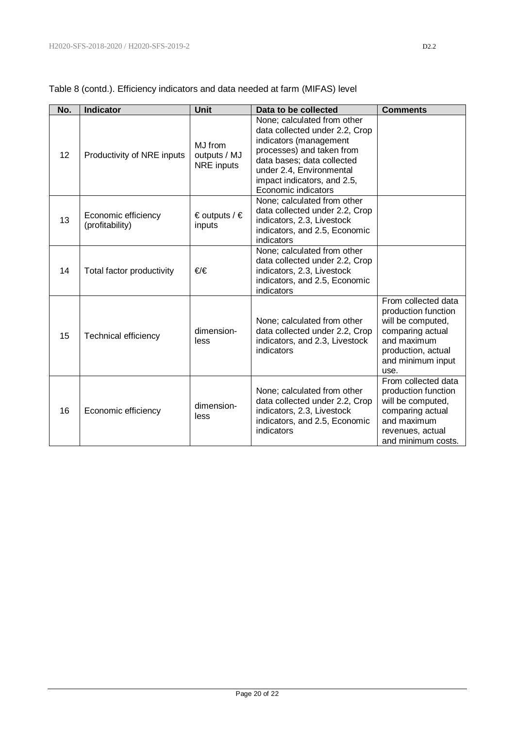Table 8 (contd.). Efficiency indicators and data needed at farm (MIFAS) level

| No. | Indicator | Unit | Data to be collected | Comments |
|---|---|---|---|---|
| 12 | Productivity of NRE inputs | MJ from outputs / MJ NRE inputs | None; calculated from other data collected under 2.2, Crop indicators (management processes) and taken from data bases; data collected under 2.4, Environmental impact indicators, and 2.5, Economic indicators | |
| 13 | Economic efficiency (profitability) | € outputs / € inputs | None; calculated from other data collected under 2.2, Crop indicators, 2.3, Livestock indicators, and 2.5, Economic indicators | |
| 14 | Total factor productivity | €/€ | None; calculated from other data collected under 2.2, Crop indicators, 2.3, Livestock indicators, and 2.5, Economic indicators | |
| 15 | Technical efficiency | dimension-less | None; calculated from other data collected under 2.2, Crop indicators, and 2.3, Livestock indicators | From collected data production function will be computed, comparing actual and maximum production, actual and minimum input use. |
| 16 | Economic efficiency | dimension-less | None; calculated from other data collected under 2.2, Crop indicators, 2.3, Livestock indicators, and 2.5, Economic indicators | From collected data production function will be computed, comparing actual and maximum revenues, actual and minimum costs. |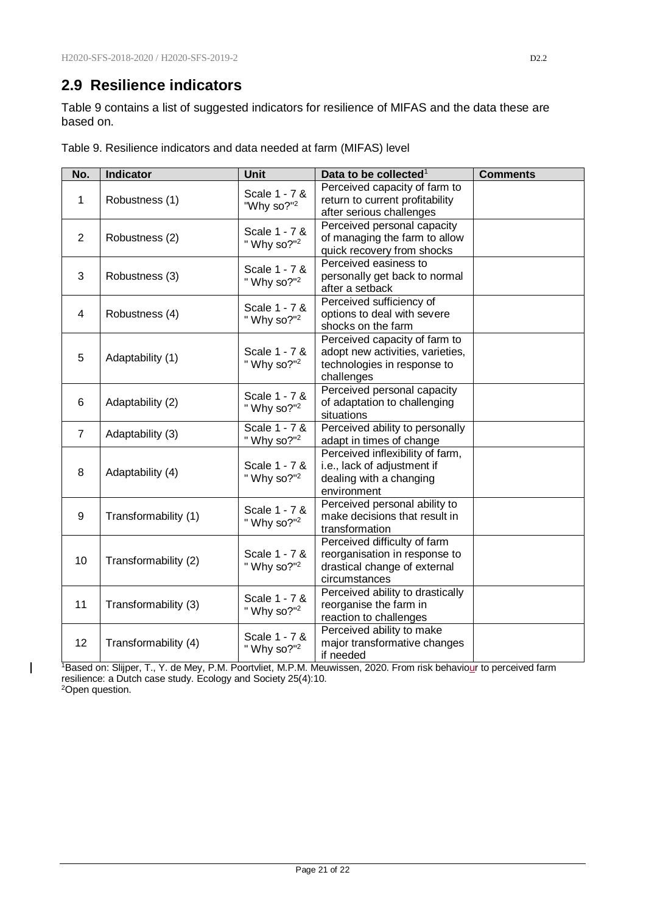## 2.9 Resilience indicators

Table 9 contains a list of suggested indicators for resilience of MIFAS and the data these are based on.

Table 9. Resilience indicators and data needed at farm (MIFAS) level

| No. | Indicator | Unit | Data to be collected[1] | Comments |
|---|---|---|---|---|
| 1 | Robustness (1) | Scale 1 - 7 & "Why so?"[2] | Perceived capacity of farm to return to current profitability after serious challenges | |
| 2 | Robustness (2) | Scale 1 - 7 & " Why so?"[2] | Perceived personal capacity of managing the farm to allow quick recovery from shocks | |
| 3 | Robustness (3) | Scale 1 - 7 & " Why so?"[2] | Perceived easiness to personally get back to normal after a setback | |
| 4 | Robustness (4) | Scale 1 - 7 & " Why so?"[2] | Perceived sufficiency of options to deal with severe shocks on the farm | |
| 5 | Adaptability (1) | Scale 1 - 7 & " Why so?"[2] | Perceived capacity of farm to adopt new activities, varieties, technologies in response to challenges | |
| 6 | Adaptability (2) | Scale 1 - 7 & " Why so?"[2] | Perceived personal capacity of adaptation to challenging situations | |
| 7 | Adaptability (3) | Scale 1 - 7 & " Why so?"[2] | Perceived ability to personally adapt in times of change | |
| 8 | Adaptability (4) | Scale 1 - 7 & " Why so?"[2] | Perceived inflexibility of farm, i.e., lack of adjustment if dealing with a changing environment | |
| 9 | Transformability (1) | Scale 1 - 7 & " Why so?"[2] | Perceived personal ability to make decisions that result in transformation | |
| 10 | Transformability (2) | Scale 1 - 7 & " Why so?"[2] | Perceived difficulty of farm reorganisation in response to drastical change of external circumstances | |
| 11 | Transformability (3) | Scale 1 - 7 & " Why so?"[2] | Perceived ability to drastically reorganise the farm in reaction to challenges | |
| 12 | Transformability (4) | Scale 1 - 7 & " Why so?"[2] | Perceived ability to make major transformative changes if needed | |

[1]Based on: Slijper, T., Y. de Mey, P.M. Poortvliet, M.P.M. Meuwissen, 2020. From risk behaviour to perceived farm resilience: a Dutch case study. Ecology and Society 25(4):10.
[2]Open question.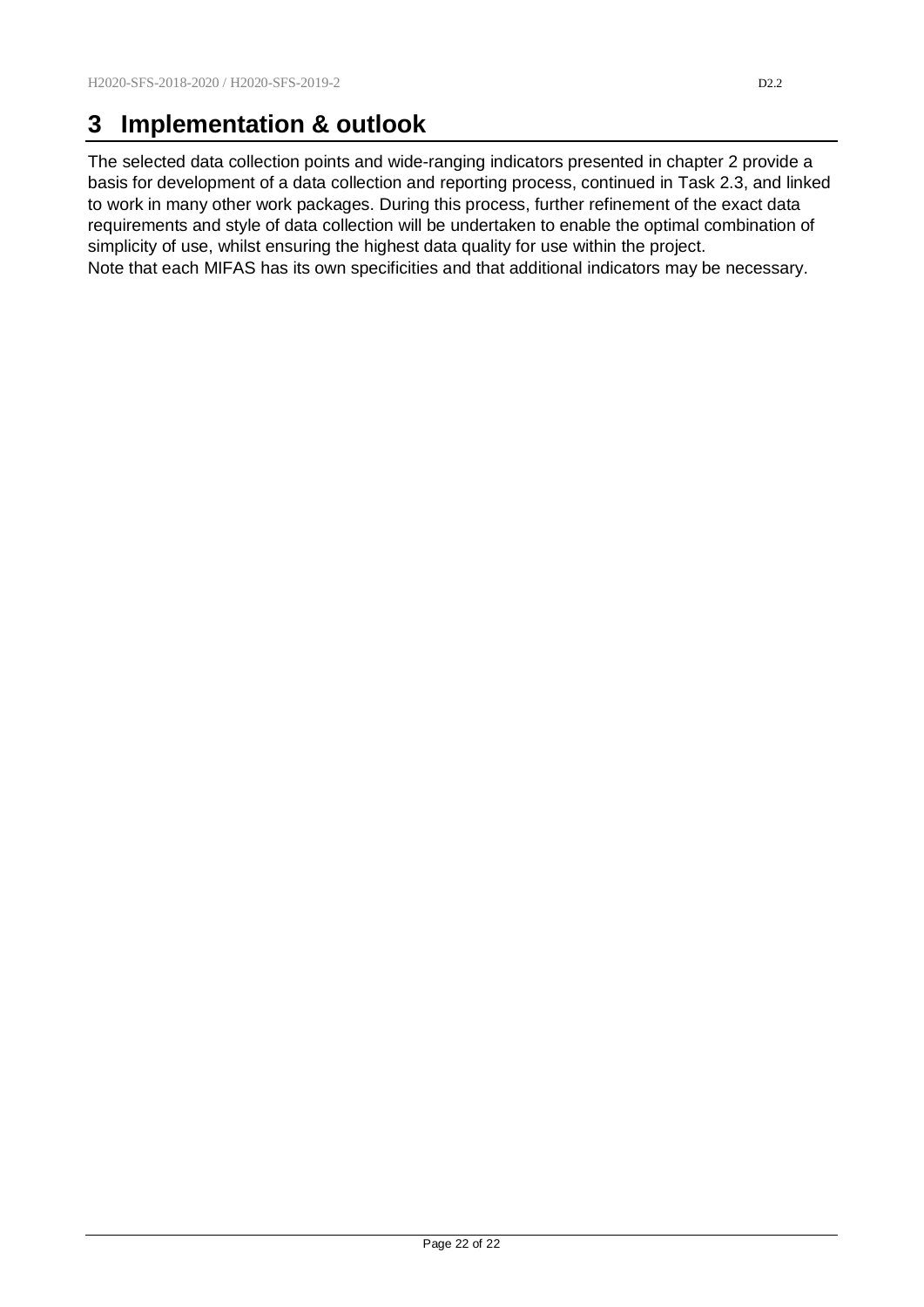# 3 Implementation & outlook

The selected data collection points and wide-ranging indicators presented in chapter 2 provide a basis for development of a data collection and reporting process, continued in Task 2.3, and linked to work in many other work packages. During this process, further refinement of the exact data requirements and style of data collection will be undertaken to enable the optimal combination of simplicity of use, whilst ensuring the highest data quality for use within the project.
Note that each MIFAS has its own specificities and that additional indicators may be necessary.